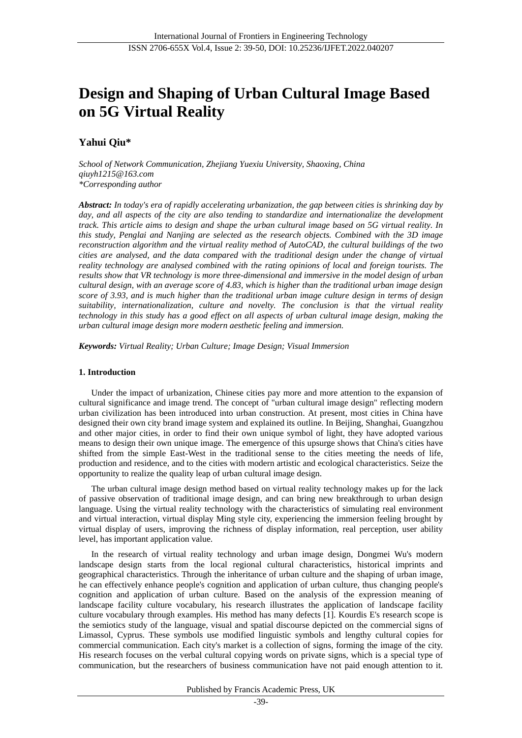# Design and Shaping of Urban Cultural Image Based on 5G Virtual Reality

**Yahui Qiu***

*School of Network Communication, Zhejiang Yuexiu University, Shaoxing, China*
*qiuyh1215@163.com*
*\*Corresponding author*

***Abstract:*** *In today's era of rapidly accelerating urbanization, the gap between cities is shrinking day by day, and all aspects of the city are also tending to standardize and internationalize the development track. This article aims to design and shape the urban cultural image based on 5G virtual reality. In this study, Penglai and Nanjing are selected as the research objects. Combined with the 3D image reconstruction algorithm and the virtual reality method of AutoCAD, the cultural buildings of the two cities are analysed, and the data compared with the traditional design under the change of virtual reality technology are analysed combined with the rating opinions of local and foreign tourists. The results show that VR technology is more three-dimensional and immersive in the model design of urban cultural design, with an average score of 4.83, which is higher than the traditional urban image design score of 3.93, and is much higher than the traditional urban image culture design in terms of design suitability, internationalization, culture and novelty. The conclusion is that the virtual reality technology in this study has a good effect on all aspects of urban cultural image design, making the urban cultural image design more modern aesthetic feeling and immersion.*

***Keywords:*** *Virtual Reality; Urban Culture; Image Design; Visual Immersion*

## 1. Introduction

Under the impact of urbanization, Chinese cities pay more and more attention to the expansion of cultural significance and image trend. The concept of "urban cultural image design" reflecting modern urban civilization has been introduced into urban construction. At present, most cities in China have designed their own city brand image system and explained its outline. In Beijing, Shanghai, Guangzhou and other major cities, in order to find their own unique symbol of light, they have adopted various means to design their own unique image. The emergence of this upsurge shows that China's cities have shifted from the simple East-West in the traditional sense to the cities meeting the needs of life, production and residence, and to the cities with modern artistic and ecological characteristics. Seize the opportunity to realize the quality leap of urban cultural image design.

The urban cultural image design method based on virtual reality technology makes up for the lack of passive observation of traditional image design, and can bring new breakthrough to urban design language. Using the virtual reality technology with the characteristics of simulating real environment and virtual interaction, virtual display Ming style city, experiencing the immersion feeling brought by virtual display of users, improving the richness of display information, real perception, user ability level, has important application value.

In the research of virtual reality technology and urban image design, Dongmei Wu's modern landscape design starts from the local regional cultural characteristics, historical imprints and geographical characteristics. Through the inheritance of urban culture and the shaping of urban image, he can effectively enhance people's cognition and application of urban culture, thus changing people's cognition and application of urban culture. Based on the analysis of the expression meaning of landscape facility culture vocabulary, his research illustrates the application of landscape facility culture vocabulary through examples. His method has many defects [1]. Kourdis E's research scope is the semiotics study of the language, visual and spatial discourse depicted on the commercial signs of Limassol, Cyprus. These symbols use modified linguistic symbols and lengthy cultural copies for commercial communication. Each city's market is a collection of signs, forming the image of the city. His research focuses on the verbal cultural copying words on private signs, which is a special type of communication, but the researchers of business communication have not paid enough attention to it.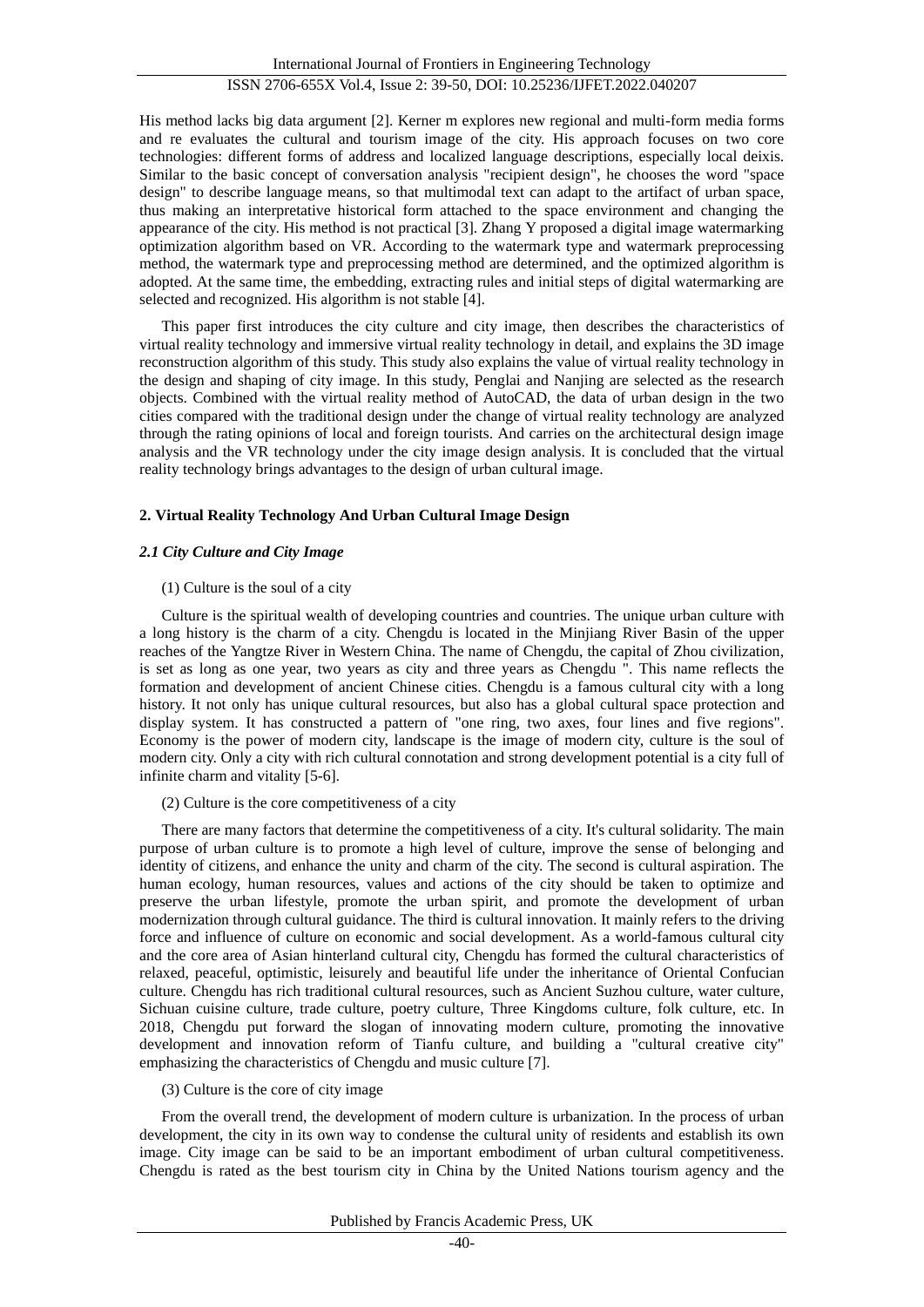His method lacks big data argument [2]. Kerner m explores new regional and multi-form media forms and re evaluates the cultural and tourism image of the city. His approach focuses on two core technologies: different forms of address and localized language descriptions, especially local deixis. Similar to the basic concept of conversation analysis "recipient design", he chooses the word "space design" to describe language means, so that multimodal text can adapt to the artifact of urban space, thus making an interpretative historical form attached to the space environment and changing the appearance of the city. His method is not practical [3]. Zhang Y proposed a digital image watermarking optimization algorithm based on VR. According to the watermark type and watermark preprocessing method, the watermark type and preprocessing method are determined, and the optimized algorithm is adopted. At the same time, the embedding, extracting rules and initial steps of digital watermarking are selected and recognized. His algorithm is not stable [4].

This paper first introduces the city culture and city image, then describes the characteristics of virtual reality technology and immersive virtual reality technology in detail, and explains the 3D image reconstruction algorithm of this study. This study also explains the value of virtual reality technology in the design and shaping of city image. In this study, Penglai and Nanjing are selected as the research objects. Combined with the virtual reality method of AutoCAD, the data of urban design in the two cities compared with the traditional design under the change of virtual reality technology are analyzed through the rating opinions of local and foreign tourists. And carries on the architectural design image analysis and the VR technology under the city image design analysis. It is concluded that the virtual reality technology brings advantages to the design of urban cultural image.

## 2. Virtual Reality Technology And Urban Cultural Image Design

### *2.1 City Culture and City Image*

(1) Culture is the soul of a city

Culture is the spiritual wealth of developing countries and countries. The unique urban culture with a long history is the charm of a city. Chengdu is located in the Minjiang River Basin of the upper reaches of the Yangtze River in Western China. The name of Chengdu, the capital of Zhou civilization, is set as long as one year, two years as city and three years as Chengdu ". This name reflects the formation and development of ancient Chinese cities. Chengdu is a famous cultural city with a long history. It not only has unique cultural resources, but also has a global cultural space protection and display system. It has constructed a pattern of "one ring, two axes, four lines and five regions". Economy is the power of modern city, landscape is the image of modern city, culture is the soul of modern city. Only a city with rich cultural connotation and strong development potential is a city full of infinite charm and vitality [5-6].

(2) Culture is the core competitiveness of a city

There are many factors that determine the competitiveness of a city. It's cultural solidarity. The main purpose of urban culture is to promote a high level of culture, improve the sense of belonging and identity of citizens, and enhance the unity and charm of the city. The second is cultural aspiration. The human ecology, human resources, values and actions of the city should be taken to optimize and preserve the urban lifestyle, promote the urban spirit, and promote the development of urban modernization through cultural guidance. The third is cultural innovation. It mainly refers to the driving force and influence of culture on economic and social development. As a world-famous cultural city and the core area of Asian hinterland cultural city, Chengdu has formed the cultural characteristics of relaxed, peaceful, optimistic, leisurely and beautiful life under the inheritance of Oriental Confucian culture. Chengdu has rich traditional cultural resources, such as Ancient Suzhou culture, water culture, Sichuan cuisine culture, trade culture, poetry culture, Three Kingdoms culture, folk culture, etc. In 2018, Chengdu put forward the slogan of innovating modern culture, promoting the innovative development and innovation reform of Tianfu culture, and building a "cultural creative city" emphasizing the characteristics of Chengdu and music culture [7].

(3) Culture is the core of city image

From the overall trend, the development of modern culture is urbanization. In the process of urban development, the city in its own way to condense the cultural unity of residents and establish its own image. City image can be said to be an important embodiment of urban cultural competitiveness. Chengdu is rated as the best tourism city in China by the United Nations tourism agency and the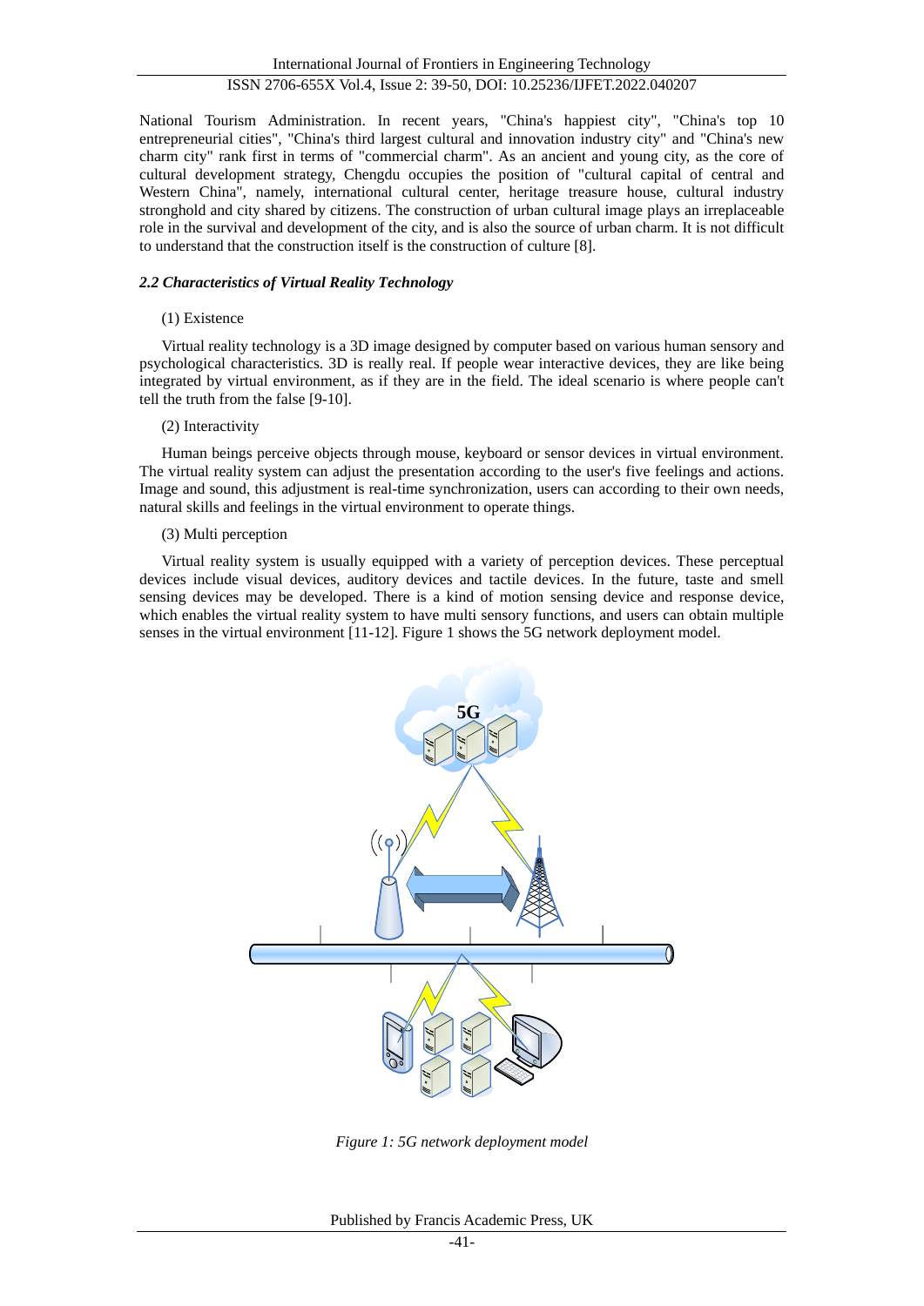National Tourism Administration. In recent years, "China's happiest city", "China's top 10 entrepreneurial cities", "China's third largest cultural and innovation industry city" and "China's new charm city" rank first in terms of "commercial charm". As an ancient and young city, as the core of cultural development strategy, Chengdu occupies the position of "cultural capital of central and Western China", namely, international cultural center, heritage treasure house, cultural industry stronghold and city shared by citizens. The construction of urban cultural image plays an irreplaceable role in the survival and development of the city, and is also the source of urban charm. It is not difficult to understand that the construction itself is the construction of culture [8].

### *2.2 Characteristics of Virtual Reality Technology*

(1) Existence

Virtual reality technology is a 3D image designed by computer based on various human sensory and psychological characteristics. 3D is really real. If people wear interactive devices, they are like being integrated by virtual environment, as if they are in the field. The ideal scenario is where people can't tell the truth from the false [9-10].

(2) Interactivity

Human beings perceive objects through mouse, keyboard or sensor devices in virtual environment. The virtual reality system can adjust the presentation according to the user's five feelings and actions. Image and sound, this adjustment is real-time synchronization, users can according to their own needs, natural skills and feelings in the virtual environment to operate things.

(3) Multi perception

Virtual reality system is usually equipped with a variety of perception devices. These perceptual devices include visual devices, auditory devices and tactile devices. In the future, taste and smell sensing devices may be developed. There is a kind of motion sensing device and response device, which enables the virtual reality system to have multi sensory functions, and users can obtain multiple senses in the virtual environment [11-12]. Figure 1 shows the 5G network deployment model.

*Figure 1: 5G network deployment model*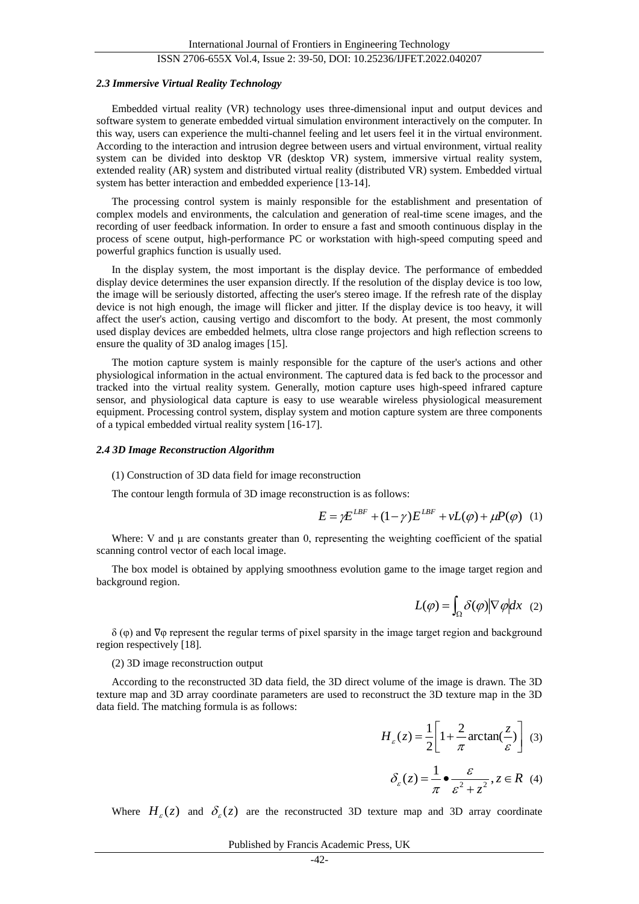### *2.3 Immersive Virtual Reality Technology*

Embedded virtual reality (VR) technology uses three-dimensional input and output devices and software system to generate embedded virtual simulation environment interactively on the computer. In this way, users can experience the multi-channel feeling and let users feel it in the virtual environment. According to the interaction and intrusion degree between users and virtual environment, virtual reality system can be divided into desktop VR (desktop VR) system, immersive virtual reality system, extended reality (AR) system and distributed virtual reality (distributed VR) system. Embedded virtual system has better interaction and embedded experience [13-14].

The processing control system is mainly responsible for the establishment and presentation of complex models and environments, the calculation and generation of real-time scene images, and the recording of user feedback information. In order to ensure a fast and smooth continuous display in the process of scene output, high-performance PC or workstation with high-speed computing speed and powerful graphics function is usually used.

In the display system, the most important is the display device. The performance of embedded display device determines the user expansion directly. If the resolution of the display device is too low, the image will be seriously distorted, affecting the user's stereo image. If the refresh rate of the display device is not high enough, the image will flicker and jitter. If the display device is too heavy, it will affect the user's action, causing vertigo and discomfort to the body. At present, the most commonly used display devices are embedded helmets, ultra close range projectors and high reflection screens to ensure the quality of 3D analog images [15].

The motion capture system is mainly responsible for the capture of the user's actions and other physiological information in the actual environment. The captured data is fed back to the processor and tracked into the virtual reality system. Generally, motion capture uses high-speed infrared capture sensor, and physiological data capture is easy to use wearable wireless physiological measurement equipment. Processing control system, display system and motion capture system are three components of a typical embedded virtual reality system [16-17].

### *2.4 3D Image Reconstruction Algorithm*

(1) Construction of 3D data field for image reconstruction

The contour length formula of 3D image reconstruction is as follows:

$$E = \gamma E^{LBF} + (1-\gamma)E^{LBF} + vL(\varphi) + \mu P(\varphi) \quad (1)$$

Where: V and μ are constants greater than 0, representing the weighting coefficient of the spatial scanning control vector of each local image.

The box model is obtained by applying smoothness evolution game to the image target region and background region.

$$L(\varphi) = \int_{\Omega} \delta(\varphi)\left|\nabla \varphi\right| dx \quad (2)$$

$\delta(\varphi)$ and $\nabla\varphi$ represent the regular terms of pixel sparsity in the image target region and background region respectively [18].

(2) 3D image reconstruction output

According to the reconstructed 3D data field, the 3D direct volume of the image is drawn. The 3D texture map and 3D array coordinate parameters are used to reconstruct the 3D texture map in the 3D data field. The matching formula is as follows:

$$H_{\varepsilon}(z) = \frac{1}{2}\left[1 + \frac{2}{\pi}\arctan\left(\frac{z}{\varepsilon}\right)\right] \quad (3)$$

$$\delta_{\varepsilon}(z) = \frac{1}{\pi} \bullet \frac{\varepsilon}{\varepsilon^2 + z^2}, z \in R \quad (4)$$

Where $H_{\varepsilon}(z)$ and $\delta_{\varepsilon}(z)$ are the reconstructed 3D texture map and 3D array coordinate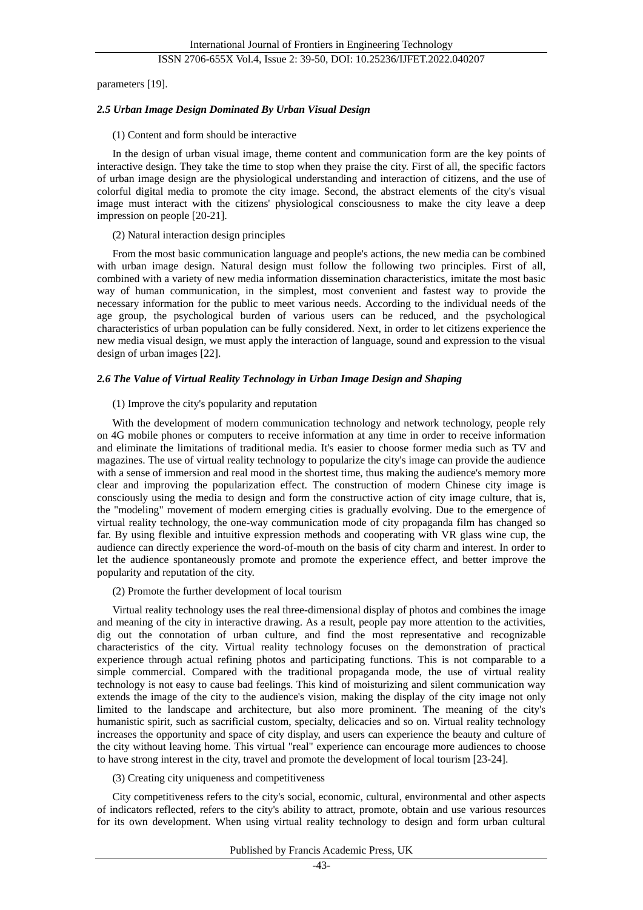parameters [19].

### *2.5 Urban Image Design Dominated By Urban Visual Design*

(1) Content and form should be interactive

In the design of urban visual image, theme content and communication form are the key points of interactive design. They take the time to stop when they praise the city. First of all, the specific factors of urban image design are the physiological understanding and interaction of citizens, and the use of colorful digital media to promote the city image. Second, the abstract elements of the city's visual image must interact with the citizens' physiological consciousness to make the city leave a deep impression on people [20-21].

(2) Natural interaction design principles

From the most basic communication language and people's actions, the new media can be combined with urban image design. Natural design must follow the following two principles. First of all, combined with a variety of new media information dissemination characteristics, imitate the most basic way of human communication, in the simplest, most convenient and fastest way to provide the necessary information for the public to meet various needs. According to the individual needs of the age group, the psychological burden of various users can be reduced, and the psychological characteristics of urban population can be fully considered. Next, in order to let citizens experience the new media visual design, we must apply the interaction of language, sound and expression to the visual design of urban images [22].

### *2.6 The Value of Virtual Reality Technology in Urban Image Design and Shaping*

(1) Improve the city's popularity and reputation

With the development of modern communication technology and network technology, people rely on 4G mobile phones or computers to receive information at any time in order to receive information and eliminate the limitations of traditional media. It's easier to choose former media such as TV and magazines. The use of virtual reality technology to popularize the city's image can provide the audience with a sense of immersion and real mood in the shortest time, thus making the audience's memory more clear and improving the popularization effect. The construction of modern Chinese city image is consciously using the media to design and form the constructive action of city image culture, that is, the "modeling" movement of modern emerging cities is gradually evolving. Due to the emergence of virtual reality technology, the one-way communication mode of city propaganda film has changed so far. By using flexible and intuitive expression methods and cooperating with VR glass wine cup, the audience can directly experience the word-of-mouth on the basis of city charm and interest. In order to let the audience spontaneously promote and promote the experience effect, and better improve the popularity and reputation of the city.

(2) Promote the further development of local tourism

Virtual reality technology uses the real three-dimensional display of photos and combines the image and meaning of the city in interactive drawing. As a result, people pay more attention to the activities, dig out the connotation of urban culture, and find the most representative and recognizable characteristics of the city. Virtual reality technology focuses on the demonstration of practical experience through actual refining photos and participating functions. This is not comparable to a simple commercial. Compared with the traditional propaganda mode, the use of virtual reality technology is not easy to cause bad feelings. This kind of moisturizing and silent communication way extends the image of the city to the audience's vision, making the display of the city image not only limited to the landscape and architecture, but also more prominent. The meaning of the city's humanistic spirit, such as sacrificial custom, specialty, delicacies and so on. Virtual reality technology increases the opportunity and space of city display, and users can experience the beauty and culture of the city without leaving home. This virtual "real" experience can encourage more audiences to choose to have strong interest in the city, travel and promote the development of local tourism [23-24].

(3) Creating city uniqueness and competitiveness

City competitiveness refers to the city's social, economic, cultural, environmental and other aspects of indicators reflected, refers to the city's ability to attract, promote, obtain and use various resources for its own development. When using virtual reality technology to design and form urban cultural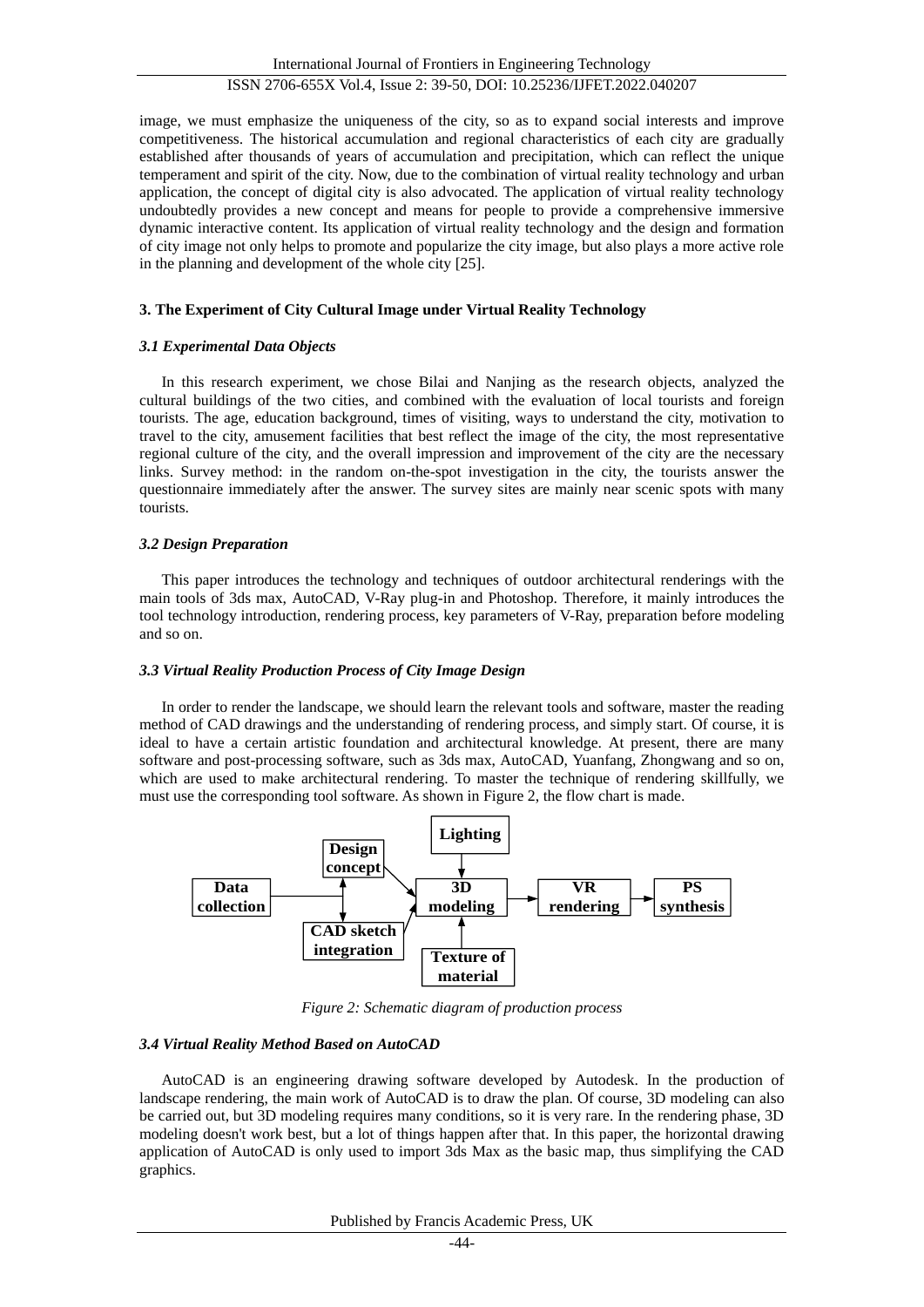image, we must emphasize the uniqueness of the city, so as to expand social interests and improve competitiveness. The historical accumulation and regional characteristics of each city are gradually established after thousands of years of accumulation and precipitation, which can reflect the unique temperament and spirit of the city. Now, due to the combination of virtual reality technology and urban application, the concept of digital city is also advocated. The application of virtual reality technology undoubtedly provides a new concept and means for people to provide a comprehensive immersive dynamic interactive content. Its application of virtual reality technology and the design and formation of city image not only helps to promote and popularize the city image, but also plays a more active role in the planning and development of the whole city [25].

## 3. The Experiment of City Cultural Image under Virtual Reality Technology

### *3.1 Experimental Data Objects*

In this research experiment, we chose Bilai and Nanjing as the research objects, analyzed the cultural buildings of the two cities, and combined with the evaluation of local tourists and foreign tourists. The age, education background, times of visiting, ways to understand the city, motivation to travel to the city, amusement facilities that best reflect the image of the city, the most representative regional culture of the city, and the overall impression and improvement of the city are the necessary links. Survey method: in the random on-the-spot investigation in the city, the tourists answer the questionnaire immediately after the answer. The survey sites are mainly near scenic spots with many tourists.

### *3.2 Design Preparation*

This paper introduces the technology and techniques of outdoor architectural renderings with the main tools of 3ds max, AutoCAD, V-Ray plug-in and Photoshop. Therefore, it mainly introduces the tool technology introduction, rendering process, key parameters of V-Ray, preparation before modeling and so on.

### *3.3 Virtual Reality Production Process of City Image Design*

In order to render the landscape, we should learn the relevant tools and software, master the reading method of CAD drawings and the understanding of rendering process, and simply start. Of course, it is ideal to have a certain artistic foundation and architectural knowledge. At present, there are many software and post-processing software, such as 3ds max, AutoCAD, Yuanfang, Zhongwang and so on, which are used to make architectural rendering. To master the technique of rendering skillfully, we must use the corresponding tool software. As shown in Figure 2, the flow chart is made.

*Figure 2: Schematic diagram of production process*

### *3.4 Virtual Reality Method Based on AutoCAD*

AutoCAD is an engineering drawing software developed by Autodesk. In the production of landscape rendering, the main work of AutoCAD is to draw the plan. Of course, 3D modeling can also be carried out, but 3D modeling requires many conditions, so it is very rare. In the rendering phase, 3D modeling doesn't work best, but a lot of things happen after that. In this paper, the horizontal drawing application of AutoCAD is only used to import 3ds Max as the basic map, thus simplifying the CAD graphics.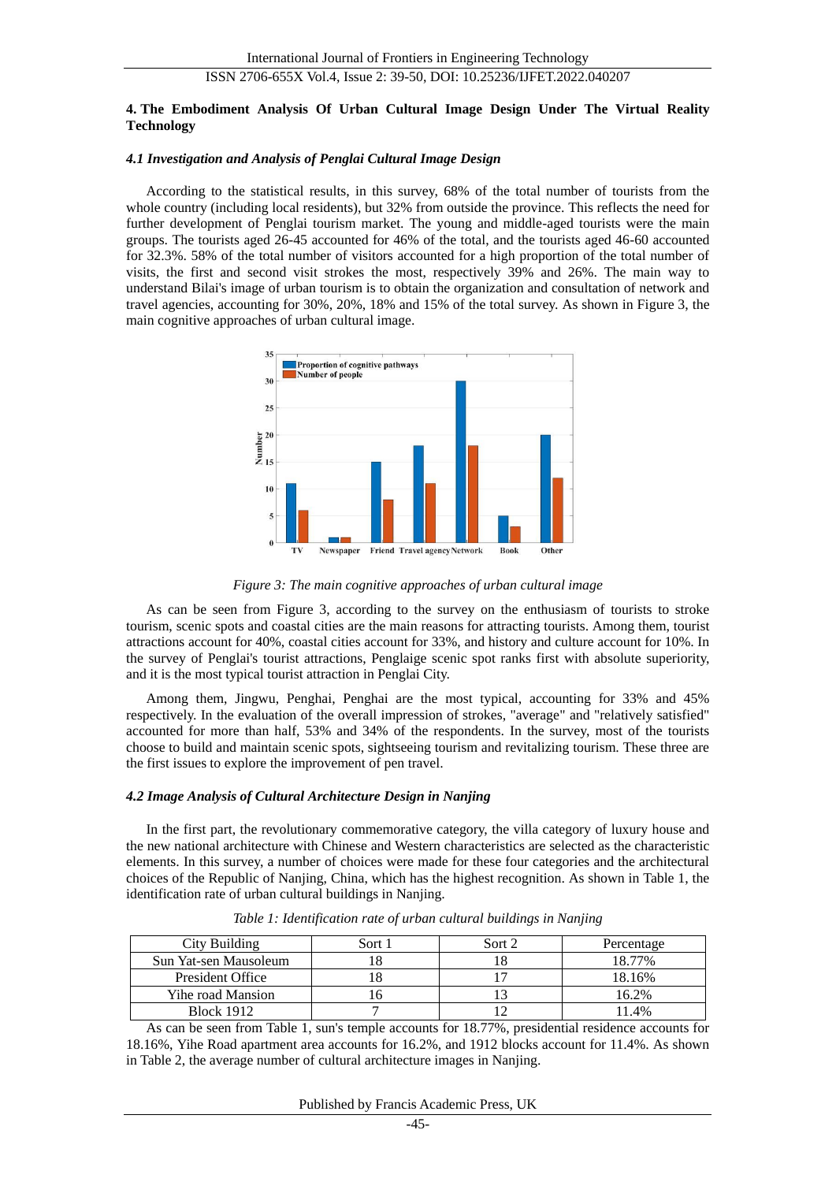## 4. The Embodiment Analysis Of Urban Cultural Image Design Under The Virtual Reality Technology

### *4.1 Investigation and Analysis of Penglai Cultural Image Design*

According to the statistical results, in this survey, 68% of the total number of tourists from the whole country (including local residents), but 32% from outside the province. This reflects the need for further development of Penglai tourism market. The young and middle-aged tourists were the main groups. The tourists aged 26-45 accounted for 46% of the total, and the tourists aged 46-60 accounted for 32.3%. 58% of the total number of visitors accounted for a high proportion of the total number of visits, the first and second visit strokes the most, respectively 39% and 26%. The main way to understand Bilai's image of urban tourism is to obtain the organization and consultation of network and travel agencies, accounting for 30%, 20%, 18% and 15% of the total survey. As shown in Figure 3, the main cognitive approaches of urban cultural image.

*Figure 3: The main cognitive approaches of urban cultural image*

As can be seen from Figure 3, according to the survey on the enthusiasm of tourists to stroke tourism, scenic spots and coastal cities are the main reasons for attracting tourists. Among them, tourist attractions account for 40%, coastal cities account for 33%, and history and culture account for 10%. In the survey of Penglai's tourist attractions, Penglaige scenic spot ranks first with absolute superiority, and it is the most typical tourist attraction in Penglai City.

Among them, Jingwu, Penghai, Penghai are the most typical, accounting for 33% and 45% respectively. In the evaluation of the overall impression of strokes, "average" and "relatively satisfied" accounted for more than half, 53% and 34% of the respondents. In the survey, most of the tourists choose to build and maintain scenic spots, sightseeing tourism and revitalizing tourism. These three are the first issues to explore the improvement of pen travel.

### *4.2 Image Analysis of Cultural Architecture Design in Nanjing*

In the first part, the revolutionary commemorative category, the villa category of luxury house and the new national architecture with Chinese and Western characteristics are selected as the characteristic elements. In this survey, a number of choices were made for these four categories and the architectural choices of the Republic of Nanjing, China, which has the highest recognition. As shown in Table 1, the identification rate of urban cultural buildings in Nanjing.

*Table 1: Identification rate of urban cultural buildings in Nanjing*

| City Building | Sort 1 | Sort 2 | Percentage |
|---|---|---|---|
| Sun Yat-sen Mausoleum | 18 | 18 | 18.77% |
| President Office | 18 | 17 | 18.16% |
| Yihe road Mansion | 16 | 13 | 16.2% |
| Block 1912 | 7 | 12 | 11.4% |

As can be seen from Table 1, sun's temple accounts for 18.77%, presidential residence accounts for 18.16%, Yihe Road apartment area accounts for 16.2%, and 1912 blocks account for 11.4%. As shown in Table 2, the average number of cultural architecture images in Nanjing.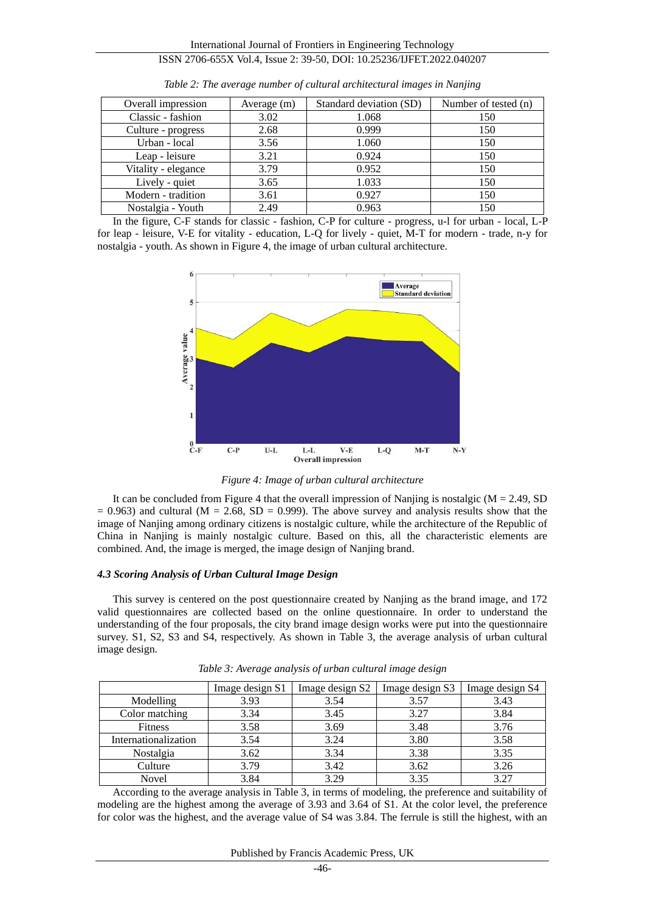Table 2: The average number of cultural architectural images in Nanjing

| Overall impression | Average (m) | Standard deviation (SD) | Number of tested (n) |
|---|---|---|---|
| Classic - fashion | 3.02 | 1.068 | 150 |
| Culture - progress | 2.68 | 0.999 | 150 |
| Urban - local | 3.56 | 1.060 | 150 |
| Leap - leisure | 3.21 | 0.924 | 150 |
| Vitality - elegance | 3.79 | 0.952 | 150 |
| Lively - quiet | 3.65 | 1.033 | 150 |
| Modern - tradition | 3.61 | 0.927 | 150 |
| Nostalgia - Youth | 2.49 | 0.963 | 150 |

In the figure, C-F stands for classic - fashion, C-P for culture - progress, u-l for urban - local, L-P for leap - leisure, V-E for vitality - education, L-Q for lively - quiet, M-T for modern - trade, n-y for nostalgia - youth. As shown in Figure 4, the image of urban cultural architecture.

Figure 4: Image of urban cultural architecture

It can be concluded from Figure 4 that the overall impression of Nanjing is nostalgic (M = 2.49, SD = 0.963) and cultural (M = 2.68, SD = 0.999). The above survey and analysis results show that the image of Nanjing among ordinary citizens is nostalgic culture, while the architecture of the Republic of China in Nanjing is mainly nostalgic culture. Based on this, all the characteristic elements are combined. And, the image is merged, the image design of Nanjing brand.

### *4.3 Scoring Analysis of Urban Cultural Image Design*

This survey is centered on the post questionnaire created by Nanjing as the brand image, and 172 valid questionnaires are collected based on the online questionnaire. In order to understand the understanding of the four proposals, the city brand image design works were put into the questionnaire survey. S1, S2, S3 and S4, respectively. As shown in Table 3, the average analysis of urban cultural image design.

Table 3: Average analysis of urban cultural image design

| | Image design S1 | Image design S2 | Image design S3 | Image design S4 |
|---|---|---|---|---|
| Modelling | 3.93 | 3.54 | 3.57 | 3.43 |
| Color matching | 3.34 | 3.45 | 3.27 | 3.84 |
| Fitness | 3.58 | 3.69 | 3.48 | 3.76 |
| Internationalization | 3.54 | 3.24 | 3.80 | 3.58 |
| Nostalgia | 3.62 | 3.34 | 3.38 | 3.35 |
| Culture | 3.79 | 3.42 | 3.62 | 3.26 |
| Novel | 3.84 | 3.29 | 3.35 | 3.27 |

According to the average analysis in Table 3, in terms of modeling, the preference and suitability of modeling are the highest among the average of 3.93 and 3.64 of S1. At the color level, the preference for color was the highest, and the average value of S4 was 3.84. The ferrule is still the highest, with an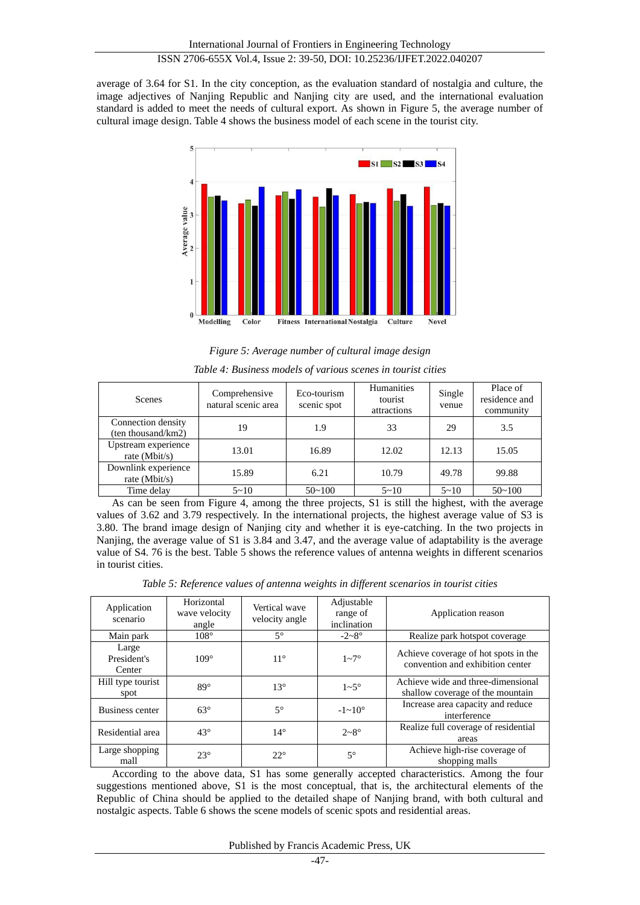average of 3.64 for S1. In the city conception, as the evaluation standard of nostalgia and culture, the image adjectives of Nanjing Republic and Nanjing city are used, and the international evaluation standard is added to meet the needs of cultural export. As shown in Figure 5, the average number of cultural image design. Table 4 shows the business model of each scene in the tourist city.

*Figure 5: Average number of cultural image design*

*Table 4: Business models of various scenes in tourist cities*

| Scenes | Comprehensive natural scenic area | Eco-tourism scenic spot | Humanities tourist attractions | Single venue | Place of residence and community |
|---|---|---|---|---|---|
| Connection density (ten thousand/km2) | 19 | 1.9 | 33 | 29 | 3.5 |
| Upstream experience rate (Mbit/s) | 13.01 | 16.89 | 12.02 | 12.13 | 15.05 |
| Downlink experience rate (Mbit/s) | 15.89 | 6.21 | 10.79 | 49.78 | 99.88 |
| Time delay | 5~10 | 50~100 | 5~10 | 5~10 | 50~100 |

As can be seen from Figure 4, among the three projects, S1 is still the highest, with the average values of 3.62 and 3.79 respectively. In the international projects, the highest average value of S3 is 3.80. The brand image design of Nanjing city and whether it is eye-catching. In the two projects in Nanjing, the average value of S1 is 3.84 and 3.47, and the average value of adaptability is the average value of S4. 76 is the best. Table 5 shows the reference values of antenna weights in different scenarios in tourist cities.

*Table 5: Reference values of antenna weights in different scenarios in tourist cities*

| Application scenario | Horizontal wave velocity angle | Vertical wave velocity angle | Adjustable range of inclination | Application reason |
|---|---|---|---|---|
| Main park | 108° | 5° | -2~8° | Realize park hotspot coverage |
| Large President's Center | 109° | 11° | 1~7° | Achieve coverage of hot spots in the convention and exhibition center |
| Hill type tourist spot | 89° | 13° | 1~5° | Achieve wide and three-dimensional shallow coverage of the mountain |
| Business center | 63° | 5° | -1~10° | Increase area capacity and reduce interference |
| Residential area | 43° | 14° | 2~8° | Realize full coverage of residential areas |
| Large shopping mall | 23° | 22° | 5° | Achieve high-rise coverage of shopping malls |

According to the above data, S1 has some generally accepted characteristics. Among the four suggestions mentioned above, S1 is the most conceptual, that is, the architectural elements of the Republic of China should be applied to the detailed shape of Nanjing brand, with both cultural and nostalgic aspects. Table 6 shows the scene models of scenic spots and residential areas.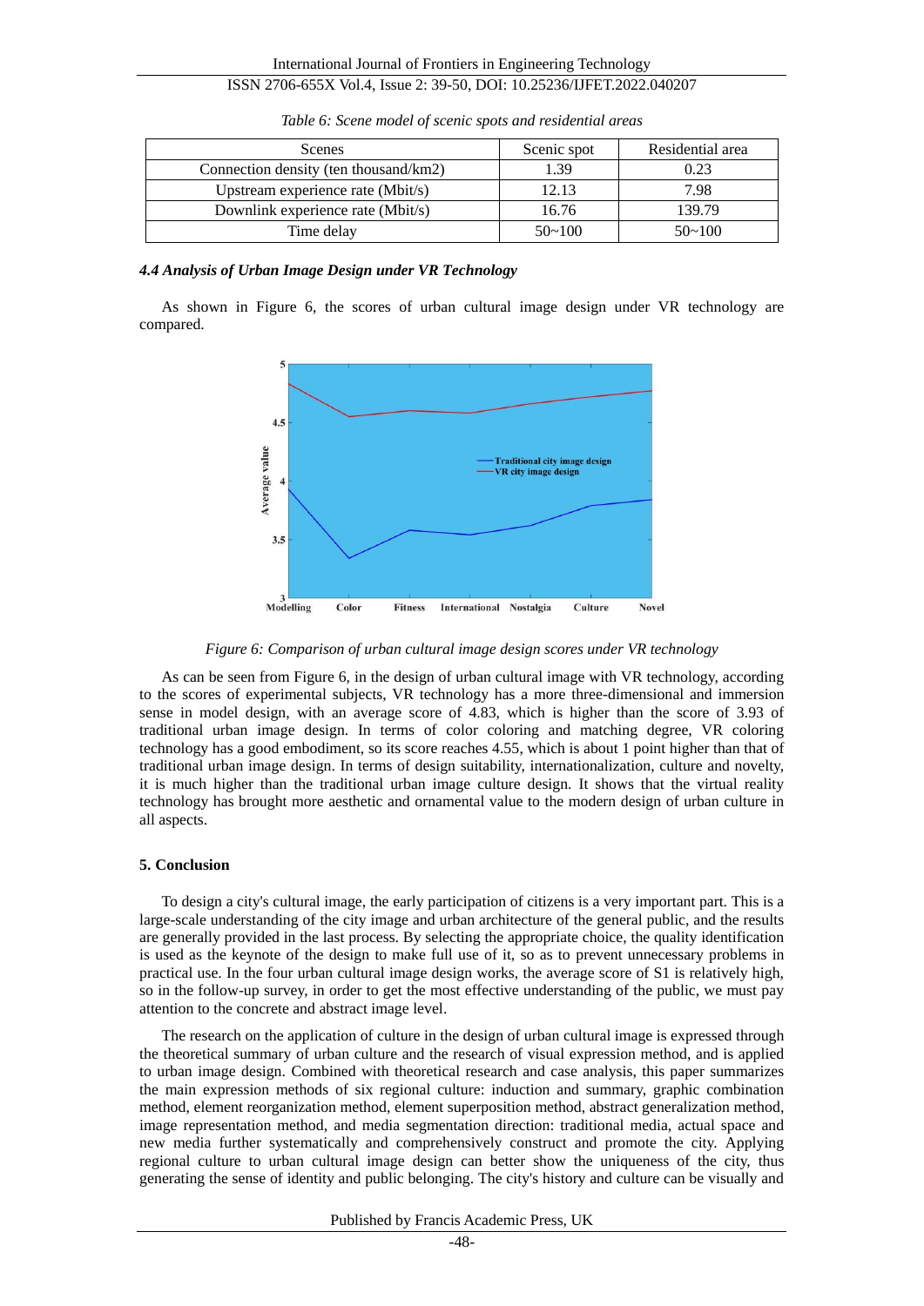*Table 6: Scene model of scenic spots and residential areas*

| Scenes | Scenic spot | Residential area |
|---|---|---|
| Connection density (ten thousand/km2) | 1.39 | 0.23 |
| Upstream experience rate (Mbit/s) | 12.13 | 7.98 |
| Downlink experience rate (Mbit/s) | 16.76 | 139.79 |
| Time delay | 50~100 | 50~100 |

#### *4.4 Analysis of Urban Image Design under VR Technology*

As shown in Figure 6, the scores of urban cultural image design under VR technology are compared.

*Figure 6: Comparison of urban cultural image design scores under VR technology*

As can be seen from Figure 6, in the design of urban cultural image with VR technology, according to the scores of experimental subjects, VR technology has a more three-dimensional and immersion sense in model design, with an average score of 4.83, which is higher than the score of 3.93 of traditional urban image design. In terms of color coloring and matching degree, VR coloring technology has a good embodiment, so its score reaches 4.55, which is about 1 point higher than that of traditional urban image design. In terms of design suitability, internationalization, culture and novelty, it is much higher than the traditional urban image culture design. It shows that the virtual reality technology has brought more aesthetic and ornamental value to the modern design of urban culture in all aspects.

## 5. Conclusion

To design a city's cultural image, the early participation of citizens is a very important part. This is a large-scale understanding of the city image and urban architecture of the general public, and the results are generally provided in the last process. By selecting the appropriate choice, the quality identification is used as the keynote of the design to make full use of it, so as to prevent unnecessary problems in practical use. In the four urban cultural image design works, the average score of S1 is relatively high, so in the follow-up survey, in order to get the most effective understanding of the public, we must pay attention to the concrete and abstract image level.

The research on the application of culture in the design of urban cultural image is expressed through the theoretical summary of urban culture and the research of visual expression method, and is applied to urban image design. Combined with theoretical research and case analysis, this paper summarizes the main expression methods of six regional culture: induction and summary, graphic combination method, element reorganization method, element superposition method, abstract generalization method, image representation method, and media segmentation direction: traditional media, actual space and new media further systematically and comprehensively construct and promote the city. Applying regional culture to urban cultural image design can better show the uniqueness of the city, thus generating the sense of identity and public belonging. The city's history and culture can be visually and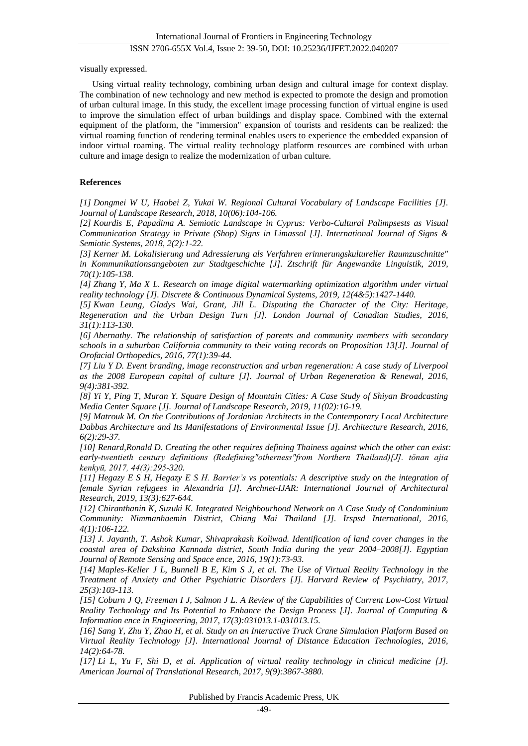visually expressed.

Using virtual reality technology, combining urban design and cultural image for context display. The combination of new technology and new method is expected to promote the design and promotion of urban cultural image. In this study, the excellent image processing function of virtual engine is used to improve the simulation effect of urban buildings and display space. Combined with the external equipment of the platform, the "immersion" expansion of tourists and residents can be realized: the virtual roaming function of rendering terminal enables users to experience the embedded expansion of indoor virtual roaming. The virtual reality technology platform resources are combined with urban culture and image design to realize the modernization of urban culture.

**References**

*[1] Dongmei W U, Haobei Z, Yukai W. Regional Cultural Vocabulary of Landscape Facilities [J]. Journal of Landscape Research, 2018, 10(06):104-106.*

*[2] Kourdis E, Papadima A. Semiotic Landscape in Cyprus: Verbo-Cultural Palimpsests as Visual Communication Strategy in Private (Shop) Signs in Limassol [J]. International Journal of Signs & Semiotic Systems, 2018, 2(2):1-22.*

*[3] Kerner M. Lokalisierung und Adressierung als Verfahren erinnerungskultureller Raumzuschnitte" in Kommunikationsangeboten zur Stadtgeschichte [J]. Ztschrift für Angewandte Linguistik, 2019, 70(1):105-138.*

*[4] Zhang Y, Ma X L. Research on image digital watermarking optimization algorithm under virtual reality technology [J]. Discrete & Continuous Dynamical Systems, 2019, 12(4&5):1427-1440.*

*[5] Kwan Leung, Gladys Wai, Grant, Jill L. Disputing the Character of the City: Heritage, Regeneration and the Urban Design Turn [J]. London Journal of Canadian Studies, 2016, 31(1):113-130.*

*[6] Abernathy. The relationship of satisfaction of parents and community members with secondary schools in a suburban California community to their voting records on Proposition 13[J]. Journal of Orofacial Orthopedics, 2016, 77(1):39-44.*

*[7] Liu Y D. Event branding, image reconstruction and urban regeneration: A case study of Liverpool as the 2008 European capital of culture [J]. Journal of Urban Regeneration & Renewal, 2016, 9(4):381-392.*

*[8] Yi Y, Ping T, Muran Y. Square Design of Mountain Cities: A Case Study of Shiyan Broadcasting Media Center Square [J]. Journal of Landscape Research, 2019, 11(02):16-19.*

*[9] Matrouk M. On the Contributions of Jordanian Architects in the Contemporary Local Architecture Dabbas Architecture and Its Manifestations of Environmental Issue [J]. Architecture Research, 2016, 6(2):29-37.*

*[10] Renard,Ronald D. Creating the other requires defining Thainess against which the other can exist: early-twentieth century definitions (Redefining"otherness"from Northern Thailand)[J]. tōnan ajia kenkyū, 2017, 44(3):295-320.*

*[11] Hegazy E S H, Hegazy E S H. Barrier's vs potentials: A descriptive study on the integration of female Syrian refugees in Alexandria [J]. Archnet-IJAR: International Journal of Architectural Research, 2019, 13(3):627-644.*

*[12] Chiranthanin K, Suzuki K. Integrated Neighbourhood Network on A Case Study of Condominium Community: Nimmanhaemin District, Chiang Mai Thailand [J]. Irspsd International, 2016, 4(1):106-122.*

*[13] J. Jayanth, T. Ashok Kumar, Shivaprakash Koliwad. Identification of land cover changes in the coastal area of Dakshina Kannada district, South India during the year 2004–2008[J]. Egyptian Journal of Remote Sensing and Space ence, 2016, 19(1):73-93.*

*[14] Maples-Keller J L, Bunnell B E, Kim S J, et al. The Use of Virtual Reality Technology in the Treatment of Anxiety and Other Psychiatric Disorders [J]. Harvard Review of Psychiatry, 2017, 25(3):103-113.*

*[15] Coburn J Q, Freeman I J, Salmon J L. A Review of the Capabilities of Current Low-Cost Virtual Reality Technology and Its Potential to Enhance the Design Process [J]. Journal of Computing & Information ence in Engineering, 2017, 17(3):031013.1-031013.15.*

*[16] Sang Y, Zhu Y, Zhao H, et al. Study on an Interactive Truck Crane Simulation Platform Based on Virtual Reality Technology [J]. International Journal of Distance Education Technologies, 2016, 14(2):64-78.*

*[17] Li L, Yu F, Shi D, et al. Application of virtual reality technology in clinical medicine [J]. American Journal of Translational Research, 2017, 9(9):3867-3880.*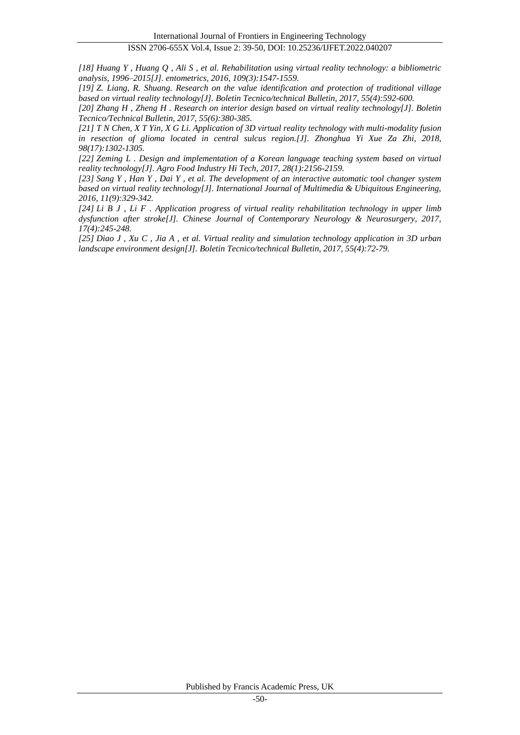*[18] Huang Y , Huang Q , Ali S , et al. Rehabilitation using virtual reality technology: a bibliometric analysis, 1996–2015[J]. entometrics, 2016, 109(3):1547-1559.*

*[19] Z. Liang, R. Shuang. Research on the value identification and protection of traditional village based on virtual reality technology[J]. Boletin Tecnico/technical Bulletin, 2017, 55(4):592-600.*

*[20] Zhang H , Zheng H . Research on interior design based on virtual reality technology[J]. Boletin Tecnico/Technical Bulletin, 2017, 55(6):380-385.*

*[21] T N Chen, X T Yin, X G Li. Application of 3D virtual reality technology with multi-modality fusion in resection of glioma located in central sulcus region.[J]. Zhonghua Yi Xue Za Zhi, 2018, 98(17):1302-1305.*

*[22] Zeming L . Design and implementation of a Korean language teaching system based on virtual reality technology[J]. Agro Food Industry Hi Tech, 2017, 28(1):2156-2159.*

*[23] Sang Y , Han Y , Dai Y , et al. The development of an interactive automatic tool changer system based on virtual reality technology[J]. International Journal of Multimedia & Ubiquitous Engineering, 2016, 11(9):329-342.*

*[24] Li B J , Li F . Application progress of virtual reality rehabilitation technology in upper limb dysfunction after stroke[J]. Chinese Journal of Contemporary Neurology & Neurosurgery, 2017, 17(4):245-248.*

*[25] Diao J , Xu C , Jia A , et al. Virtual reality and simulation technology application in 3D urban landscape environment design[J]. Boletin Tecnico/technical Bulletin, 2017, 55(4):72-79.*